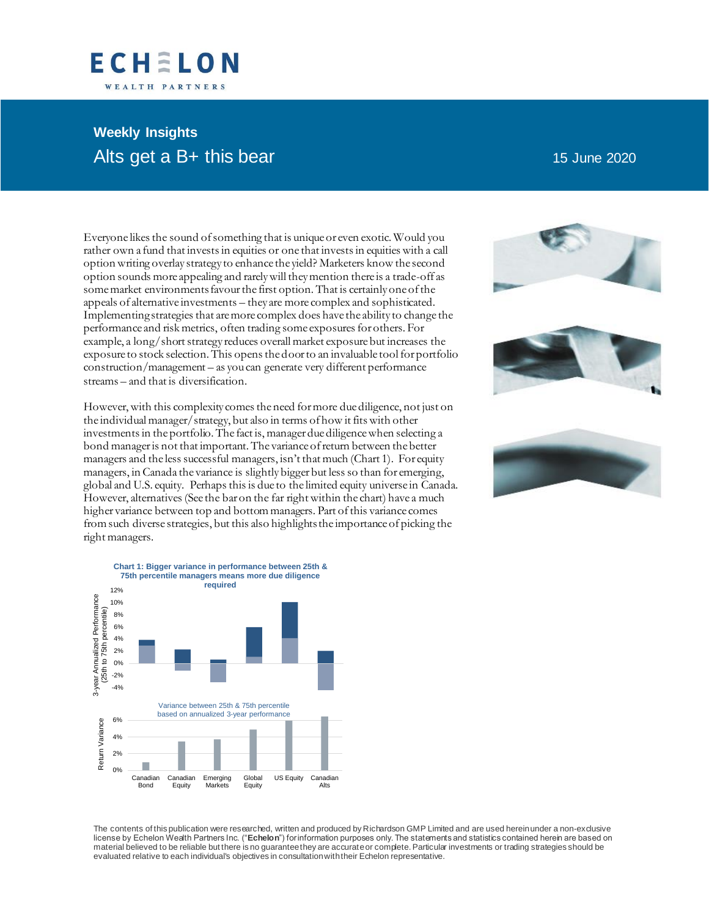# Weekly Insights

## Alts get a B+ this bear

15 June 2020

Everyone likes the sound of something that is unique or even exotic. Would you rather own a fund that invests in equities or one that invests in equities with a call option writing overlay strategy to enhance the yield? Marketers know the second option sounds more appealing and rarely will they mention there is a trade-off as some market environments favour the first option. That is certainly one of the appeals of alternative investments – they are more complex and sophisticated. Implementing strategies that are more complex does have the ability to change the performance and risk metrics, often trading some exposures for others. For example, a long/short strategy reduces overall market exposure but increases the exposure to stock selection. This opens the door to an invaluable tool for portfolio construction/management – as you can generate very different performance streams – and that is diversification.

However, with this complexity comes the need for more due diligence, not just on the individual manager/strategy, but also in terms of how it fits with other investments in the portfolio. The fact is, manager due diligence when selecting a bond manager is not that important. The variance of return between the better managers and the less successful managers, isn't that much (Chart 1). For equity managers, in Canada the variance is slightly bigger but less so than for emerging, global and U.S. equity. Perhaps this is due to the limited equity universe in Canada. However, alternatives (See the bar on the far right within the chart) have a much higher variance between top and bottom managers. Part of this variance comes from such diverse strategies, but this also highlights the importance of picking the right managers.

**Chart 1: Bigger variance in performance between 25th & 75th percentile managers means more due diligence required**

Variance between 25th & 75th percentile based on annualized 3-year performance

Categories: Canadian Bond, Canadian Equity, Emerging Markets, Global Equity, US Equity, Canadian Alts

The contents of this publication were researched, written and produced by Richardson GMP Limited and are used herein under a non-exclusive license by Echelon Wealth Partners Inc. ("**Echelon**") for information purposes only. The statements and statistics contained herein are based on material believed to be reliable but there is no guarantee they are accurate or complete. Particular investments or trading strategies should be evaluated relative to each individual's objectives in consultation with their Echelon representative.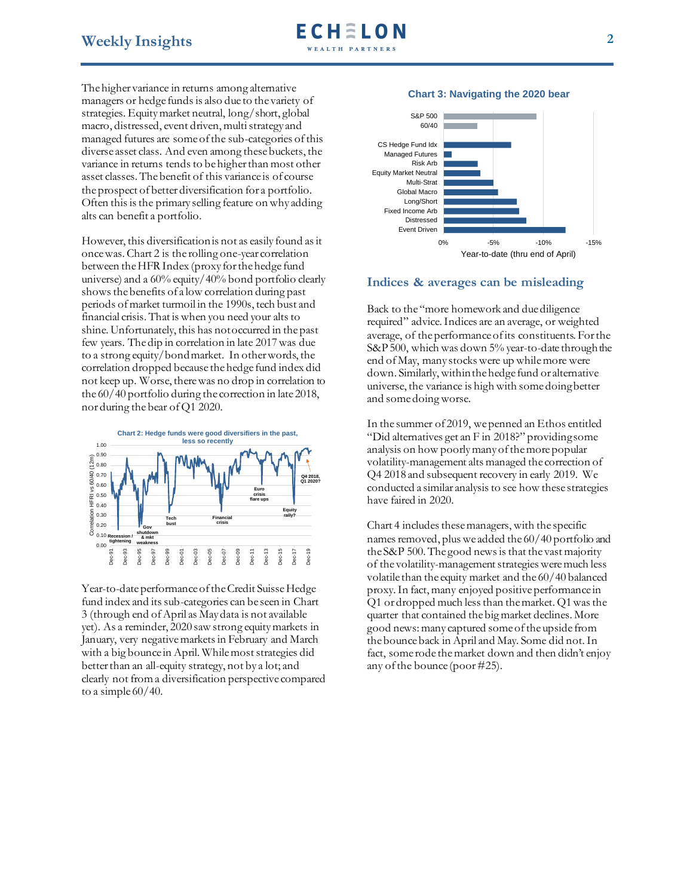The higher variance in returns among alternative managers or hedge funds is also due to the variety of strategies. Equity market neutral, long/short, global macro, distressed, event driven, multi strategy and managed futures are some of the sub-categories of this diverse asset class. And even among these buckets, the variance in returns tends to be higher than most other asset classes. The benefit of this variance is of course the prospect of better diversification for a portfolio. Often this is the primary selling feature on why adding alts can benefit a portfolio.

However, this diversification is not as easily found as it once was. Chart 2 is the rolling one-year correlation between the HFR Index (proxy for the hedge fund universe) and a 60% equity/40% bond portfolio clearly shows the benefits of a low correlation during past periods of market turmoil in the 1990s, tech bust and financial crisis. That is when you need your alts to shine. Unfortunately, this has not occurred in the past few years. The dip in correlation in late 2017 was due to a strong equity/bond market. In other words, the correlation dropped because the hedge fund index did not keep up. Worse, there was no drop in correlation to the 60/40 portfolio during the correction in late 2018, nor during the bear of Q1 2020.

**Chart 2: Hedge funds were good diversifiers in the past, less so recently**

Year-to-date performance of the Credit Suisse Hedge fund index and its sub-categories can be seen in Chart 3 (through end of April as May data is not available yet). As a reminder, 2020 saw strong equity markets in January, very negative markets in February and March with a big bounce in April. While most strategies did better than an all-equity strategy, not by a lot; and clearly not from a diversification perspective compared to a simple 60/40.

**Chart 3: Navigating the 2020 bear**

## Indices & averages can be misleading

Back to the "more homework and due diligence required" advice. Indices are an average, or weighted average, of the performance of its constituents. For the S&P 500, which was down 5% year-to-date through the end of May, many stocks were up while more were down. Similarly, within the hedge fund or alternative universe, the variance is high with some doing better and some doing worse.

In the summer of 2019, we penned an Ethos entitled "Did alternatives get an F in 2018?" providing some analysis on how poorly many of the more popular volatility-management alts managed the correction of Q4 2018 and subsequent recovery in early 2019. We conducted a similar analysis to see how these strategies have faired in 2020.

Chart 4 includes these managers, with the specific names removed, plus we added the 60/40 portfolio and the S&P 500. The good news is that the vast majority of the volatility-management strategies were much less volatile than the equity market and the 60/40 balanced proxy. In fact, many enjoyed positive performance in Q1 or dropped much less than the market. Q1 was the quarter that contained the big market declines. More good news: many captured some of the upside from the bounce back in April and May. Some did not. In fact, some rode the market down and then didn't enjoy any of the bounce (poor #25).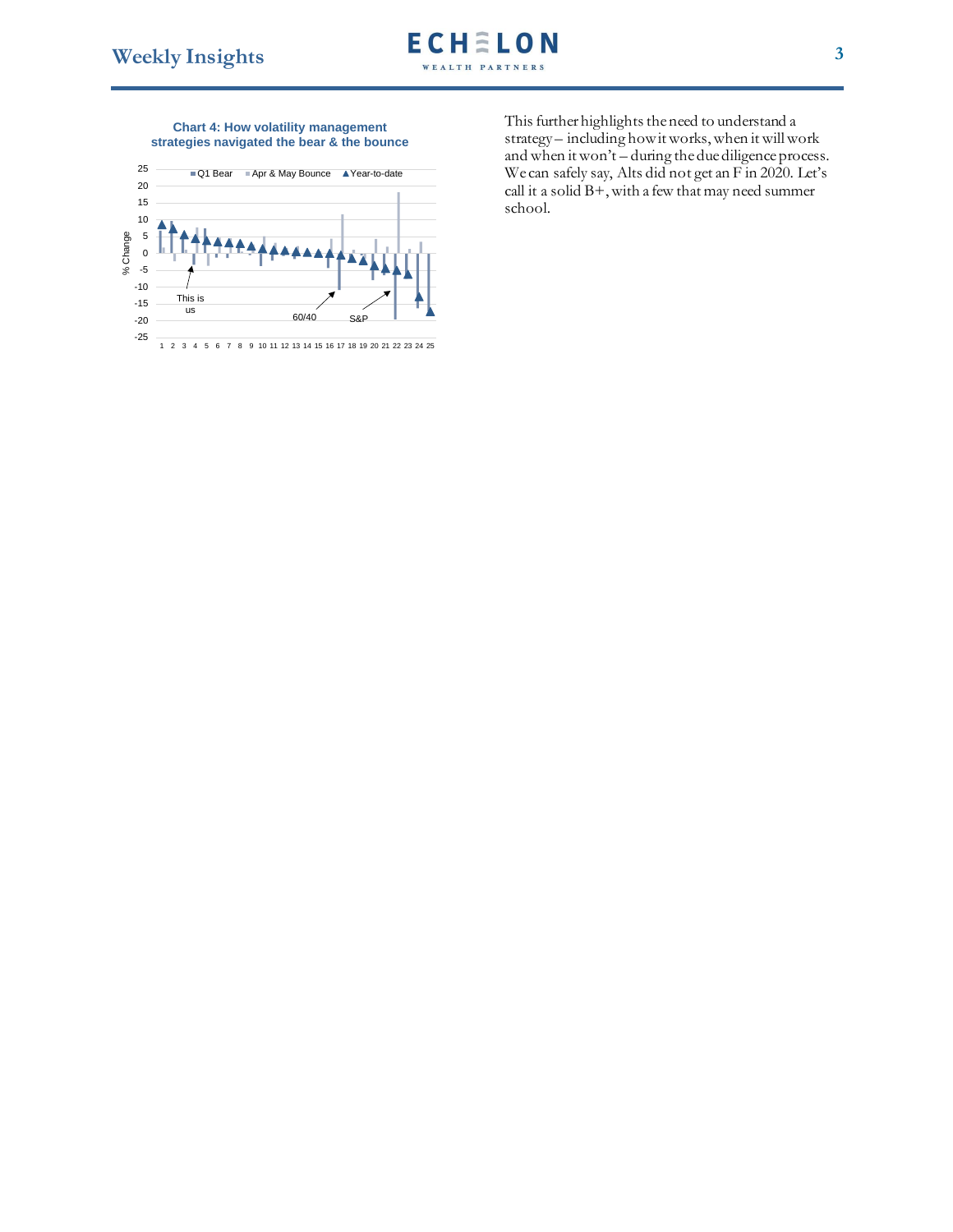**Chart 4: How volatility management strategies navigated the bear & the bounce**

This further highlights the need to understand a strategy – including how it works, when it will work and when it won't – during the due diligence process. We can safely say, Alts did not get an F in 2020. Let's call it a solid B+, with a few that may need summer school.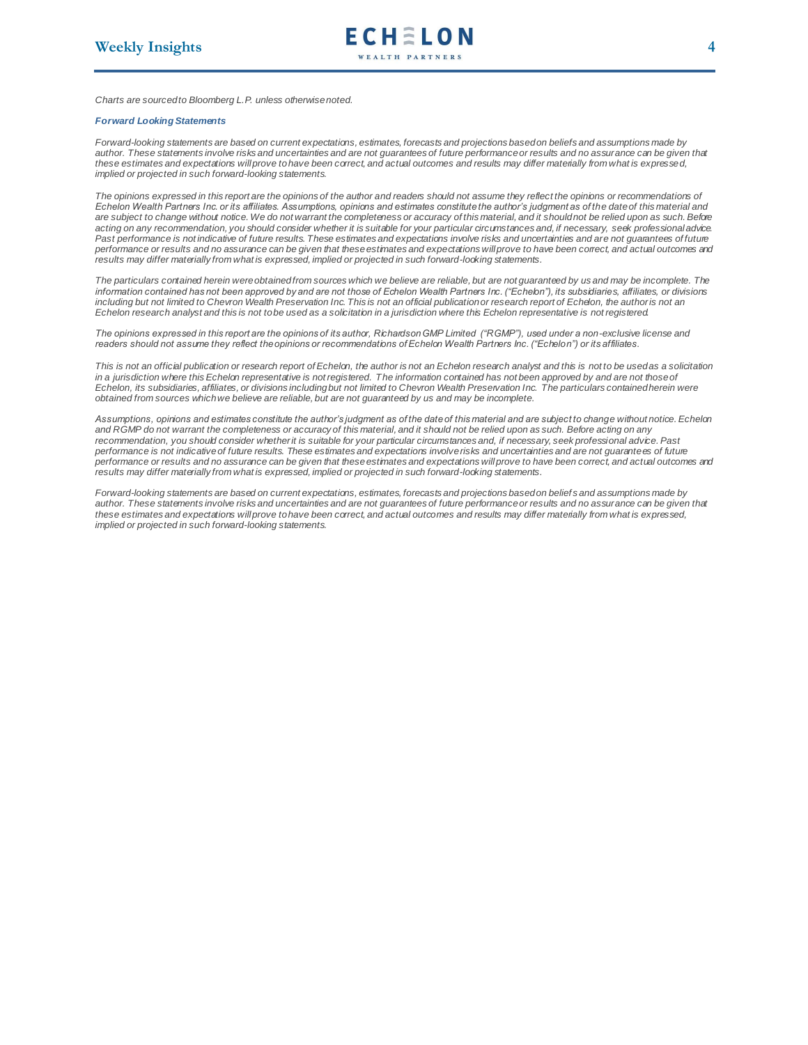*Charts are sourced to Bloomberg L.P. unless otherwise noted.*

***Forward Looking Statements***

*Forward-looking statements are based on current expectations, estimates, forecasts and projections based on beliefs and assumptions made by author. These statements involve risks and uncertainties and are not guarantees of future performance or results and no assurance can be given that these estimates and expectations will prove to have been correct, and actual outcomes and results may differ materially from what is expressed, implied or projected in such forward-looking statements.*

*The opinions expressed in this report are the opinions of the author and readers should not assume they reflect the opinions or recommendations of Echelon Wealth Partners Inc. or its affiliates. Assumptions, opinions and estimates constitute the author's judgment as of the date of this material and are subject to change without notice. We do not warrant the completeness or accuracy of this material, and it should not be relied upon as such. Before acting on any recommendation, you should consider whether it is suitable for your particular circumstances and, if necessary, seek professional advice. Past performance is not indicative of future results. These estimates and expectations involve risks and uncertainties and are not guarantees of future performance or results and no assurance can be given that these estimates and expectations will prove to have been correct, and actual outcomes and results may differ materially from what is expressed, implied or projected in such forward-looking statements.*

*The particulars contained herein were obtained from sources which we believe are reliable, but are not guaranteed by us and may be incomplete. The information contained has not been approved by and are not those of Echelon Wealth Partners Inc. ("Echelon"), its subsidiaries, affiliates, or divisions including but not limited to Chevron Wealth Preservation Inc. This is not an official publication or research report of Echelon, the author is not an Echelon research analyst and this is not to be used as a solicitation in a jurisdiction where this Echelon representative is not registered.*

*The opinions expressed in this report are the opinions of its author, Richardson GMP Limited ("RGMP"), used under a non-exclusive license and readers should not assume they reflect the opinions or recommendations of Echelon Wealth Partners Inc. ("Echelon") or its affiliates.*

*This is not an official publication or research report of Echelon, the author is not an Echelon research analyst and this is not to be used as a solicitation in a jurisdiction where this Echelon representative is not registered. The information contained has not been approved by and are not those of Echelon, its subsidiaries, affiliates, or divisions including but not limited to Chevron Wealth Preservation Inc. The particulars contained herein were obtained from sources which we believe are reliable, but are not guaranteed by us and may be incomplete.*

*Assumptions, opinions and estimates constitute the author's judgment as of the date of this material and are subject to change without notice. Echelon and RGMP do not warrant the completeness or accuracy of this material, and it should not be relied upon as such. Before acting on any recommendation, you should consider whether it is suitable for your particular circumstances and, if necessary, seek professional advice. Past performance is not indicative of future results. These estimates and expectations involve risks and uncertainties and are not guarantees of future performance or results and no assurance can be given that these estimates and expectations will prove to have been correct, and actual outcomes and results may differ materially from what is expressed, implied or projected in such forward-looking statements.*

*Forward-looking statements are based on current expectations, estimates, forecasts and projections based on beliefs and assumptions made by author. These statements involve risks and uncertainties and are not guarantees of future performance or results and no assurance can be given that these estimates and expectations will prove to have been correct, and actual outcomes and results may differ materially from what is expressed, implied or projected in such forward-looking statements.*